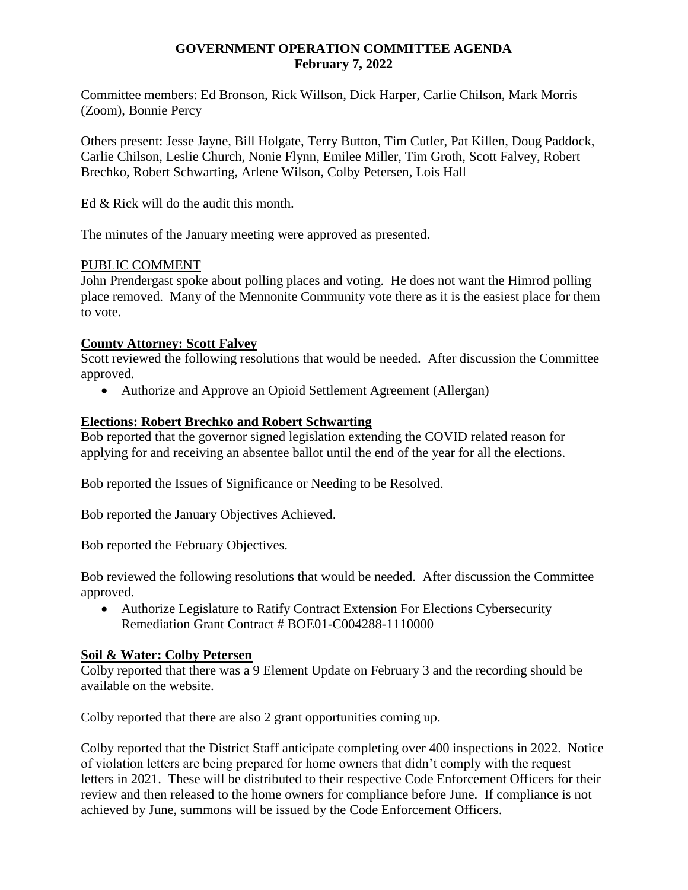# GOVERNMENT OPERATION COMMITTEE AGENDA
## February 7, 2022

Committee members: Ed Bronson, Rick Willson, Dick Harper, Carlie Chilson, Mark Morris (Zoom), Bonnie Percy

Others present: Jesse Jayne, Bill Holgate, Terry Button, Tim Cutler, Pat Killen, Doug Paddock, Carlie Chilson, Leslie Church, Nonie Flynn, Emilee Miller, Tim Groth, Scott Falvey, Robert Brechko, Robert Schwarting, Arlene Wilson, Colby Petersen, Lois Hall

Ed & Rick will do the audit this month.

The minutes of the January meeting were approved as presented.

PUBLIC COMMENT

John Prendergast spoke about polling places and voting. He does not want the Himrod polling place removed. Many of the Mennonite Community vote there as it is the easiest place for them to vote.

**County Attorney: Scott Falvey**

Scott reviewed the following resolutions that would be needed. After discussion the Committee approved.

- Authorize and Approve an Opioid Settlement Agreement (Allergan)

**Elections: Robert Brechko and Robert Schwarting**

Bob reported that the governor signed legislation extending the COVID related reason for applying for and receiving an absentee ballot until the end of the year for all the elections.

Bob reported the Issues of Significance or Needing to be Resolved.

Bob reported the January Objectives Achieved.

Bob reported the February Objectives.

Bob reviewed the following resolutions that would be needed. After discussion the Committee approved.

- Authorize Legislature to Ratify Contract Extension For Elections Cybersecurity Remediation Grant Contract # BOE01-C004288-1110000

**Soil & Water: Colby Petersen**

Colby reported that there was a 9 Element Update on February 3 and the recording should be available on the website.

Colby reported that there are also 2 grant opportunities coming up.

Colby reported that the District Staff anticipate completing over 400 inspections in 2022. Notice of violation letters are being prepared for home owners that didn't comply with the request letters in 2021. These will be distributed to their respective Code Enforcement Officers for their review and then released to the home owners for compliance before June. If compliance is not achieved by June, summons will be issued by the Code Enforcement Officers.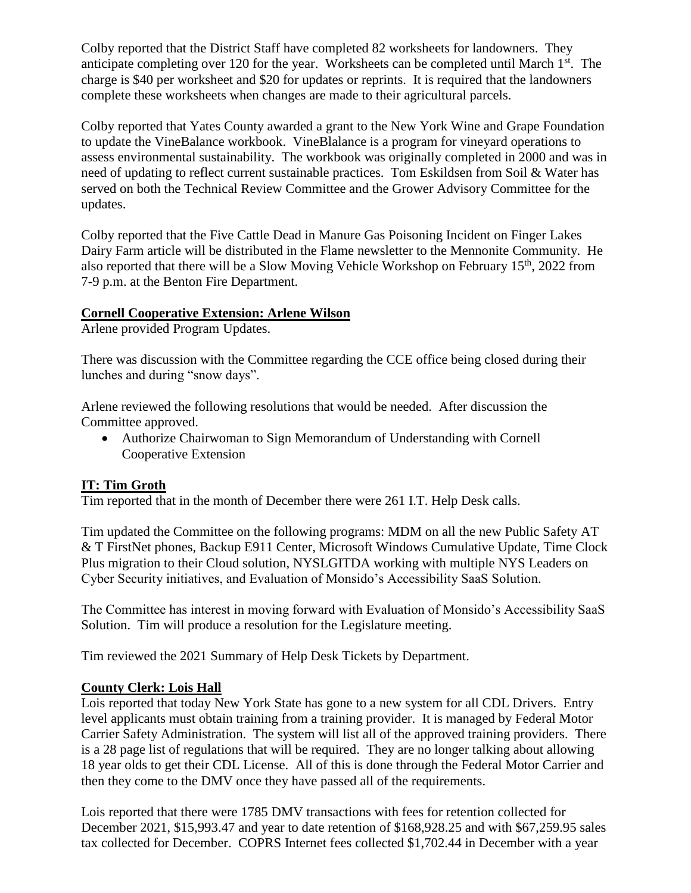Colby reported that the District Staff have completed 82 worksheets for landowners. They anticipate completing over 120 for the year. Worksheets can be completed until March 1st. The charge is $40 per worksheet and $20 for updates or reprints. It is required that the landowners complete these worksheets when changes are made to their agricultural parcels.

Colby reported that Yates County awarded a grant to the New York Wine and Grape Foundation to update the VineBalance workbook. VineBlalance is a program for vineyard operations to assess environmental sustainability. The workbook was originally completed in 2000 and was in need of updating to reflect current sustainable practices. Tom Eskildsen from Soil & Water has served on both the Technical Review Committee and the Grower Advisory Committee for the updates.

Colby reported that the Five Cattle Dead in Manure Gas Poisoning Incident on Finger Lakes Dairy Farm article will be distributed in the Flame newsletter to the Mennonite Community. He also reported that there will be a Slow Moving Vehicle Workshop on February 15th, 2022 from 7-9 p.m. at the Benton Fire Department.

**Cornell Cooperative Extension: Arlene Wilson**

Arlene provided Program Updates.

There was discussion with the Committee regarding the CCE office being closed during their lunches and during "snow days".

Arlene reviewed the following resolutions that would be needed. After discussion the Committee approved.

- Authorize Chairwoman to Sign Memorandum of Understanding with Cornell Cooperative Extension

**IT: Tim Groth**

Tim reported that in the month of December there were 261 I.T. Help Desk calls.

Tim updated the Committee on the following programs: MDM on all the new Public Safety AT & T FirstNet phones, Backup E911 Center, Microsoft Windows Cumulative Update, Time Clock Plus migration to their Cloud solution, NYSLGITDA working with multiple NYS Leaders on Cyber Security initiatives, and Evaluation of Monsido's Accessibility SaaS Solution.

The Committee has interest in moving forward with Evaluation of Monsido's Accessibility SaaS Solution. Tim will produce a resolution for the Legislature meeting.

Tim reviewed the 2021 Summary of Help Desk Tickets by Department.

**County Clerk: Lois Hall**

Lois reported that today New York State has gone to a new system for all CDL Drivers. Entry level applicants must obtain training from a training provider. It is managed by Federal Motor Carrier Safety Administration. The system will list all of the approved training providers. There is a 28 page list of regulations that will be required. They are no longer talking about allowing 18 year olds to get their CDL License. All of this is done through the Federal Motor Carrier and then they come to the DMV once they have passed all of the requirements.

Lois reported that there were 1785 DMV transactions with fees for retention collected for December 2021, $15,993.47 and year to date retention of $168,928.25 and with $67,259.95 sales tax collected for December. COPRS Internet fees collected $1,702.44 in December with a year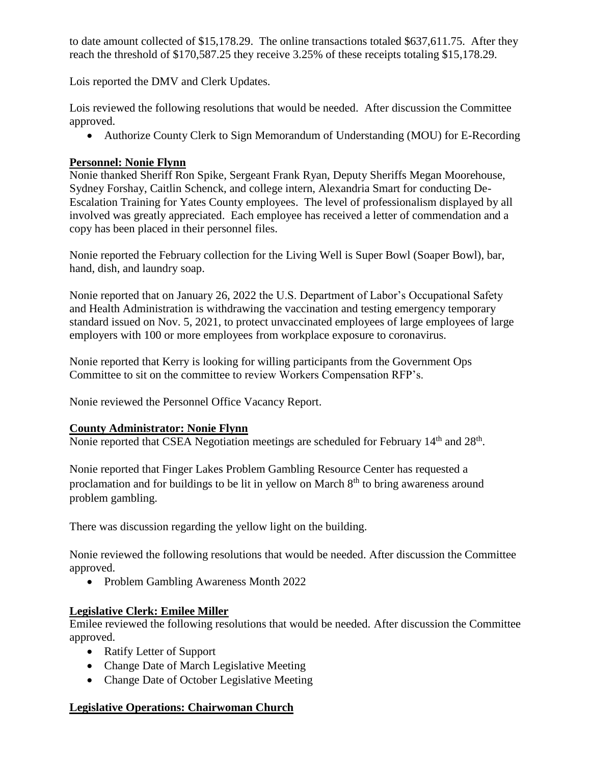to date amount collected of $15,178.29. The online transactions totaled $637,611.75. After they reach the threshold of $170,587.25 they receive 3.25% of these receipts totaling $15,178.29.

Lois reported the DMV and Clerk Updates.

Lois reviewed the following resolutions that would be needed. After discussion the Committee approved.

- Authorize County Clerk to Sign Memorandum of Understanding (MOU) for E-Recording

**Personnel: Nonie Flynn**

Nonie thanked Sheriff Ron Spike, Sergeant Frank Ryan, Deputy Sheriffs Megan Moorehouse, Sydney Forshay, Caitlin Schenck, and college intern, Alexandria Smart for conducting De-Escalation Training for Yates County employees. The level of professionalism displayed by all involved was greatly appreciated. Each employee has received a letter of commendation and a copy has been placed in their personnel files.

Nonie reported the February collection for the Living Well is Super Bowl (Soaper Bowl), bar, hand, dish, and laundry soap.

Nonie reported that on January 26, 2022 the U.S. Department of Labor's Occupational Safety and Health Administration is withdrawing the vaccination and testing emergency temporary standard issued on Nov. 5, 2021, to protect unvaccinated employees of large employees of large employers with 100 or more employees from workplace exposure to coronavirus.

Nonie reported that Kerry is looking for willing participants from the Government Ops Committee to sit on the committee to review Workers Compensation RFP's.

Nonie reviewed the Personnel Office Vacancy Report.

**County Administrator: Nonie Flynn**

Nonie reported that CSEA Negotiation meetings are scheduled for February 14th and 28th.

Nonie reported that Finger Lakes Problem Gambling Resource Center has requested a proclamation and for buildings to be lit in yellow on March 8th to bring awareness around problem gambling.

There was discussion regarding the yellow light on the building.

Nonie reviewed the following resolutions that would be needed. After discussion the Committee approved.

- Problem Gambling Awareness Month 2022

**Legislative Clerk: Emilee Miller**

Emilee reviewed the following resolutions that would be needed. After discussion the Committee approved.

- Ratify Letter of Support
- Change Date of March Legislative Meeting
- Change Date of October Legislative Meeting

**Legislative Operations: Chairwoman Church**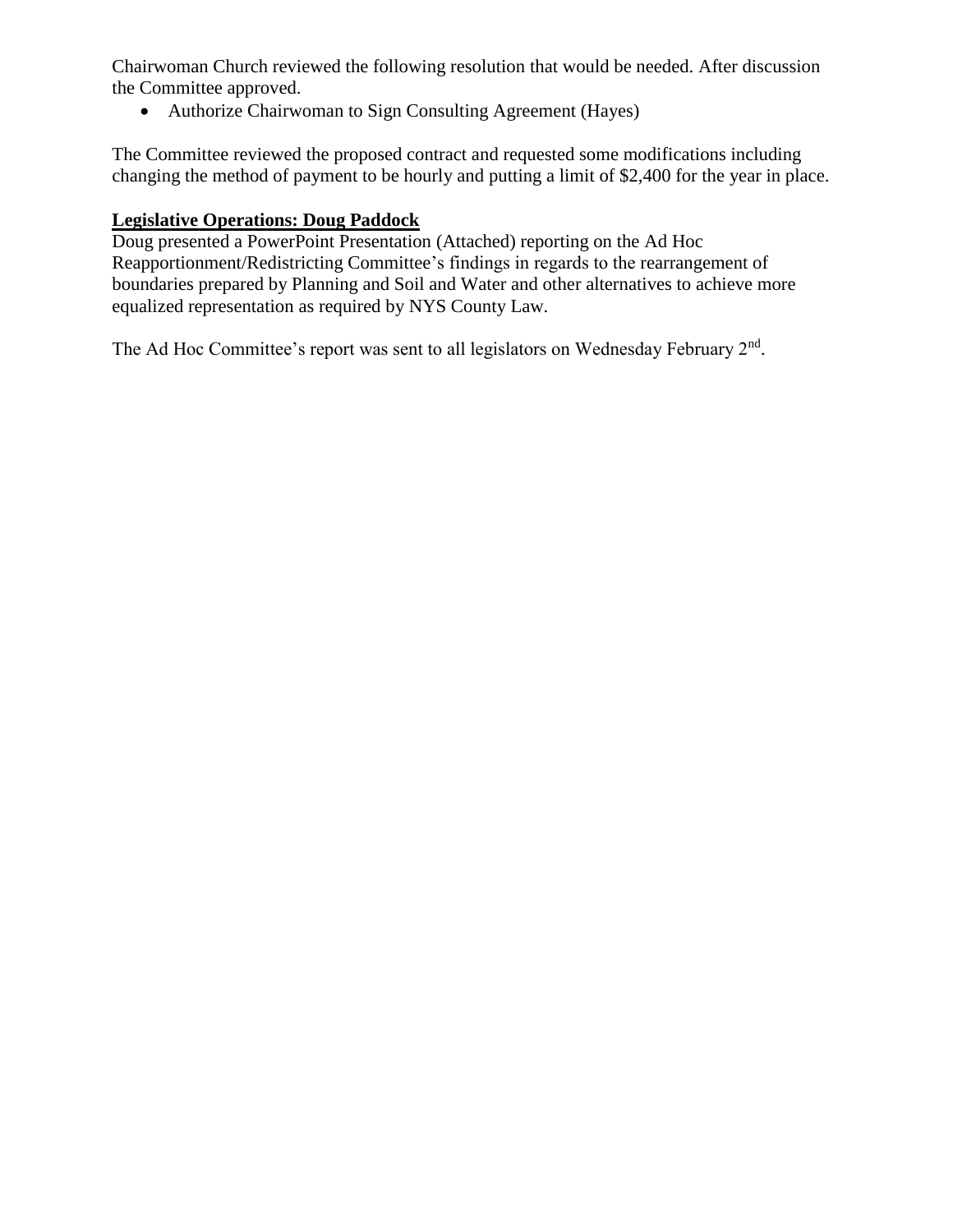Chairwoman Church reviewed the following resolution that would be needed. After discussion the Committee approved.

- Authorize Chairwoman to Sign Consulting Agreement (Hayes)

The Committee reviewed the proposed contract and requested some modifications including changing the method of payment to be hourly and putting a limit of $2,400 for the year in place.

**Legislative Operations: Doug Paddock**

Doug presented a PowerPoint Presentation (Attached) reporting on the Ad Hoc Reapportionment/Redistricting Committee's findings in regards to the rearrangement of boundaries prepared by Planning and Soil and Water and other alternatives to achieve more equalized representation as required by NYS County Law.

The Ad Hoc Committee's report was sent to all legislators on Wednesday February 2nd.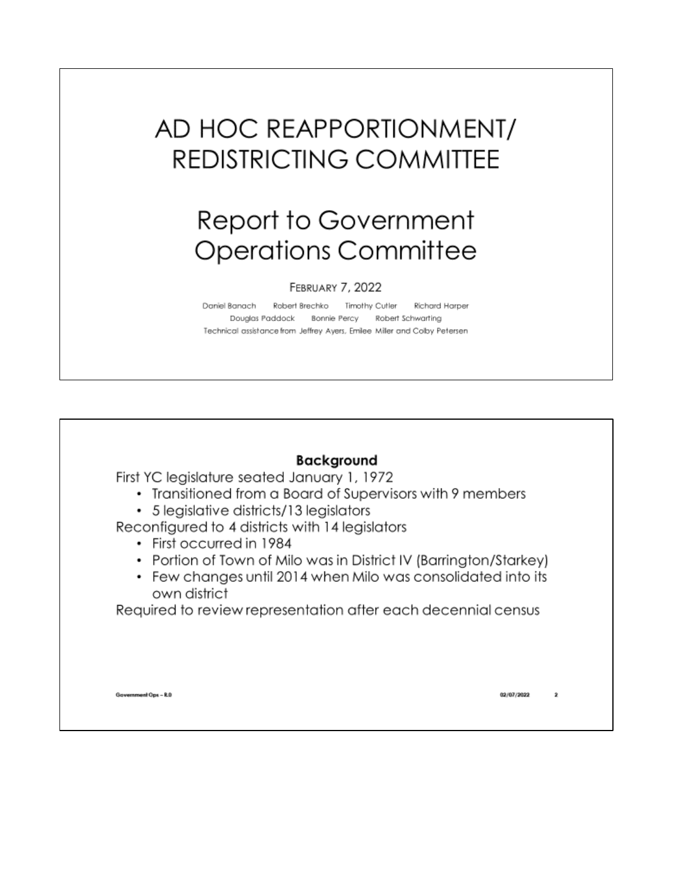# AD HOC REAPPORTIONMENT/ REDISTRICTING COMMITTEE

## Report to Government Operations Committee

FEBRUARY 7, 2022

Daniel Banach Robert Brechko Timothy Cutler Richard Harper
Douglas Paddock Bonnie Percy Robert Schwarting
Technical assistance from Jeffrey Ayers, Emilee Miller and Colby Petersen

---

### Background

First YC legislature seated January 1, 1972

- Transitioned from a Board of Supervisors with 9 members
- 5 legislative districts/13 legislators

Reconfigured to 4 districts with 14 legislators

- First occurred in 1984
- Portion of Town of Milo was in District IV (Barrington/Starkey)
- Few changes until 2014 when Milo was consolidated into its own district

Required to review representation after each decennial census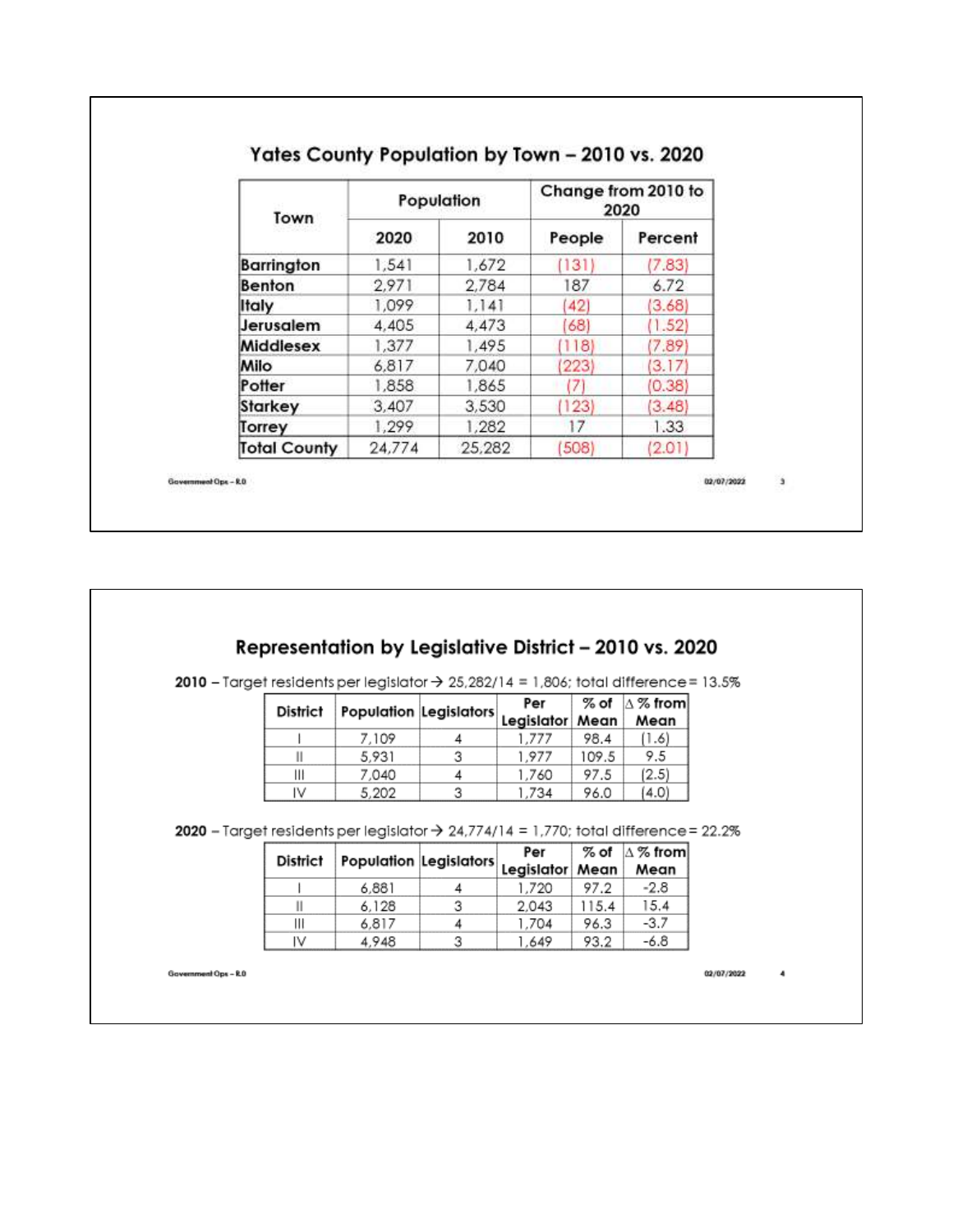## Yates County Population by Town – 2010 vs. 2020

| Town | Population | | Change from 2010 to 2020 | |
|---|---|---|---|---|
| | 2020 | 2010 | People | Percent |
| Barrington | 1,541 | 1,672 | (131) | (7.83) |
| Benton | 2,971 | 2,784 | 187 | 6.72 |
| Italy | 1,099 | 1,141 | (42) | (3.68) |
| Jerusalem | 4,405 | 4,473 | (68) | (1.52) |
| Middlesex | 1,377 | 1,495 | (118) | (7.89) |
| Milo | 6,817 | 7,040 | (223) | (3.17) |
| Potter | 1,858 | 1,865 | (7) | (0.38) |
| Starkey | 3,407 | 3,530 | (123) | (3.48) |
| Torrey | 1,299 | 1,282 | 17 | 1.33 |
| Total County | 24,774 | 25,282 | (508) | (2.01) |

## Representation by Legislative District – 2010 vs. 2020

**2010** – Target residents per legislator → 25,282/14 = 1,806; total difference = 13.5%

| District | Population | Legislators | Per Legislator | % of Mean | Δ % from Mean |
|---|---|---|---|---|---|
| I | 7,109 | 4 | 1,777 | 98.4 | (1.6) |
| II | 5,931 | 3 | 1,977 | 109.5 | 9.5 |
| III | 7,040 | 4 | 1,760 | 97.5 | (2.5) |
| IV | 5,202 | 3 | 1,734 | 96.0 | (4.0) |

**2020** – Target residents per legislator → 24,774/14 = 1,770; total difference = 22.2%

| District | Population | Legislators | Per Legislator | % of Mean | Δ % from Mean |
|---|---|---|---|---|---|
| I | 6,881 | 4 | 1,720 | 97.2 | -2.8 |
| II | 6,128 | 3 | 2,043 | 115.4 | 15.4 |
| III | 6,817 | 4 | 1,704 | 96.3 | -3.7 |
| IV | 4,948 | 3 | 1,649 | 93.2 | -6.8 |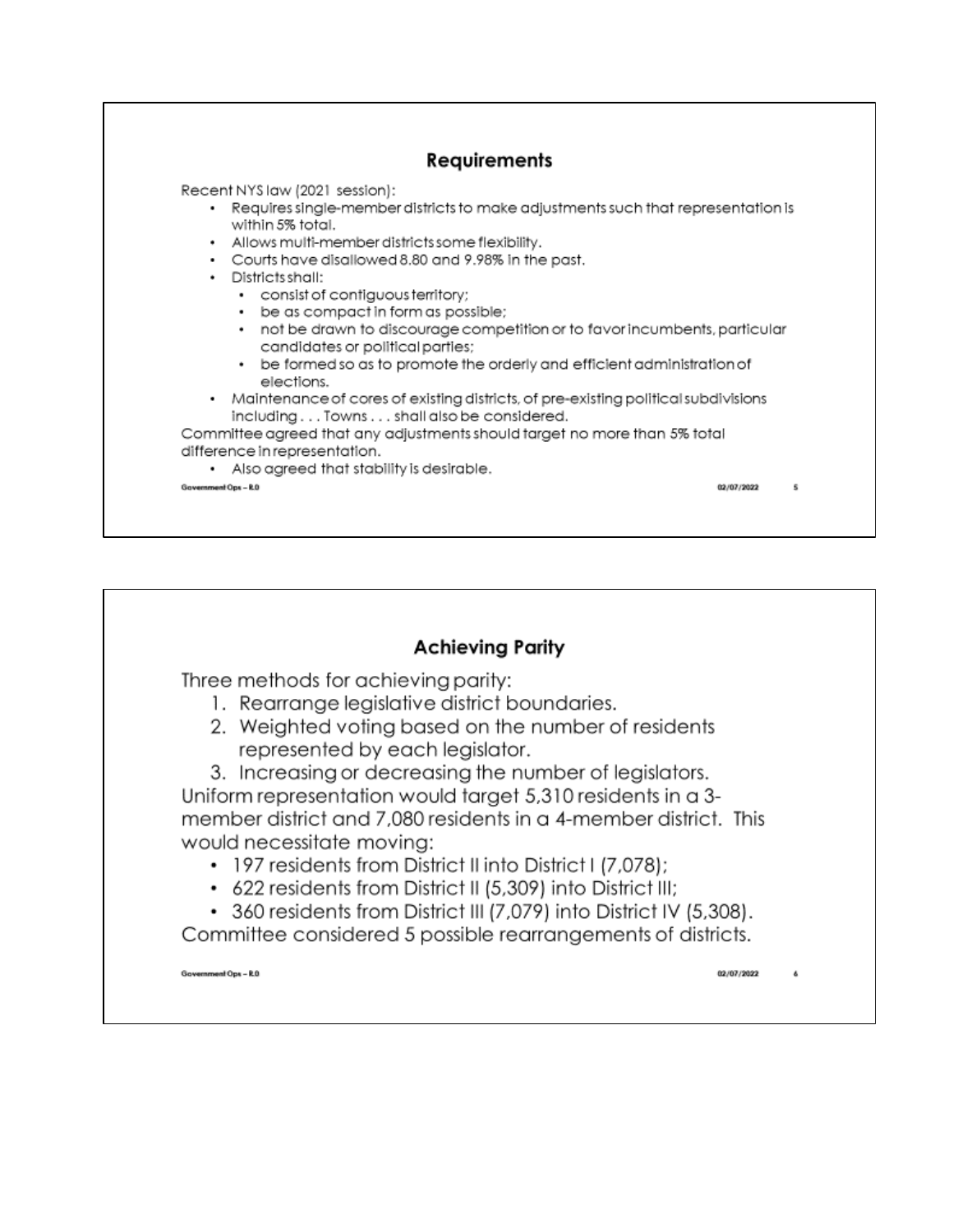## Requirements

Recent NYS law (2021 session):

- Requires single-member districts to make adjustments such that representation is within 5% total.
- Allows multi-member districts some flexibility.
- Courts have disallowed 8.80 and 9.98% in the past.
- Districts shall:
  - consist of contiguous territory;
  - be as compact in form as possible;
  - not be drawn to discourage competition or to favor incumbents, particular candidates or political parties;
  - be formed so as to promote the orderly and efficient administration of elections.
- Maintenance of cores of existing districts, of pre-existing political subdivisions including . . . Towns . . . shall also be considered.

Committee agreed that any adjustments should target no more than 5% total difference in representation.

- Also agreed that stability is desirable.

## Achieving Parity

Three methods for achieving parity:

1. Rearrange legislative district boundaries.
2. Weighted voting based on the number of residents represented by each legislator.
3. Increasing or decreasing the number of legislators.

Uniform representation would target 5,310 residents in a 3-member district and 7,080 residents in a 4-member district. This would necessitate moving:

- 197 residents from District II into District I (7,078);
- 622 residents from District II (5,309) into District III;
- 360 residents from District III (7,079) into District IV (5,308).

Committee considered 5 possible rearrangements of districts.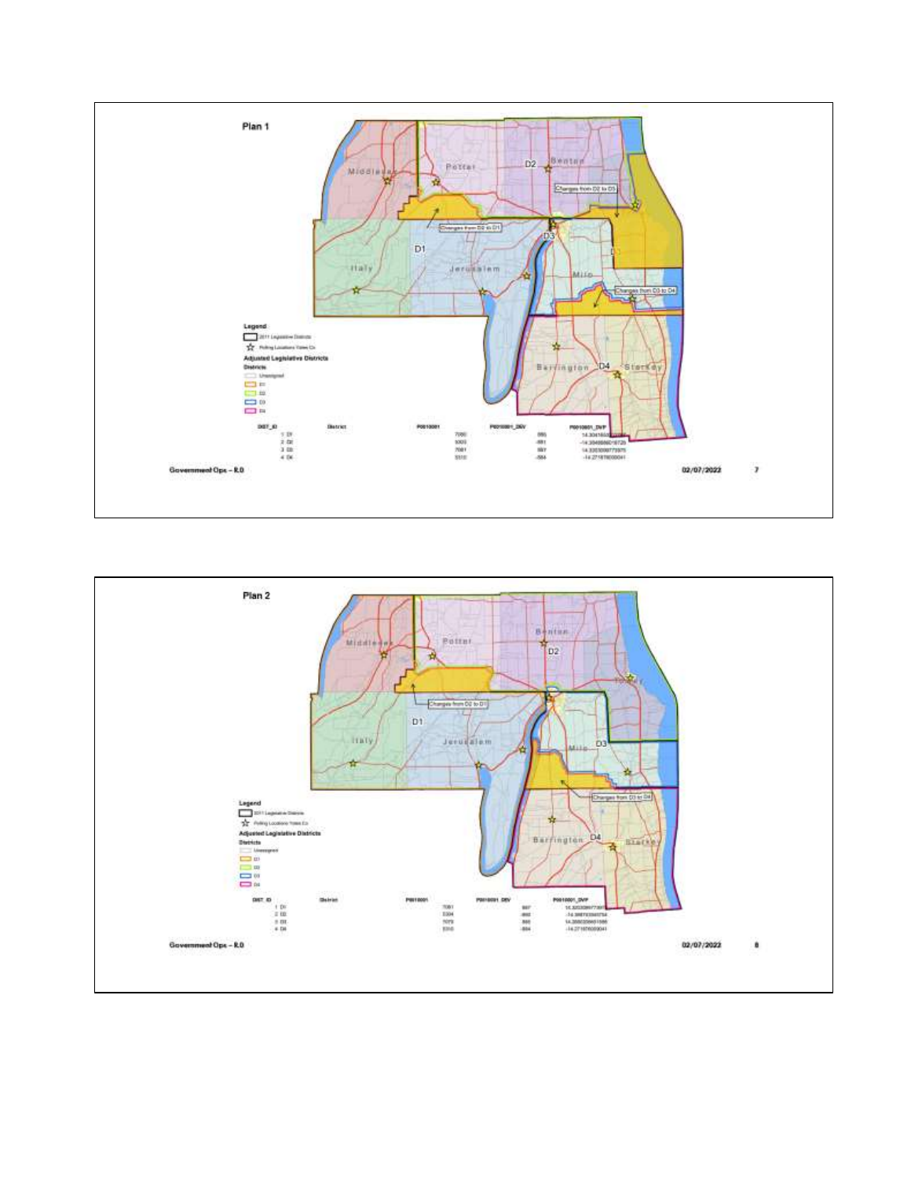## Plan 1

D2 Benton

Changes from D2 to D3

Middlesex Potter

Changes from D2 to D1

D3

D1

Italy Jerusalem Milo

Changes from D3 to D4

Barrington D4 Starkey

**Legend**

2011 Legislative Districts

Polling Locations Yates Co

**Adjusted Legislative Districts**

**Districts**

Unassigned

D1

D2

D3

D4

| DIST_ID | District | P0010001 | P0010001_DEV | P0010001_DVP |
|---|---|---|---|---|
| 1 | D1 | 7080 | 886 | 14.3041653… |
| 2 | D2 | 5303 | -891 | -14.3848868016725 |
| 3 | D3 | 7081 | 887 | 14.3203099773975 |
| 4 | D4 | 5310 | -884 | -14.271876009041 |

Government Ops – R.D 02/07/2022 7

## Plan 2

Benton D2

Middlesex Potter

Torrey

Changes from D2 to D1

D1

Italy Jerusalem Milo D3

Changes from D3 to D4

Barrington D4 Starkey

**Legend**

2011 Legislative Districts

Polling Locations Yates Co

**Adjusted Legislative Districts**

**Districts**

Unassigned

D1

D2

D3

D4

| DIST_ID | District | P0010001 | P0010001_DEV | P0010001_DVP |
|---|---|---|---|---|
| 1 | D1 | 7081 | 887 | 14.3203099773975 |
| 2 | D2 | 5304 | -890 | -14.3687633483754 |
| 3 | D3 | 7079 | 885 | 14.2880206651598 |
| 4 | D4 | 5310 | -884 | -14.271876009041 |

Government Ops – R.D 02/07/2022 8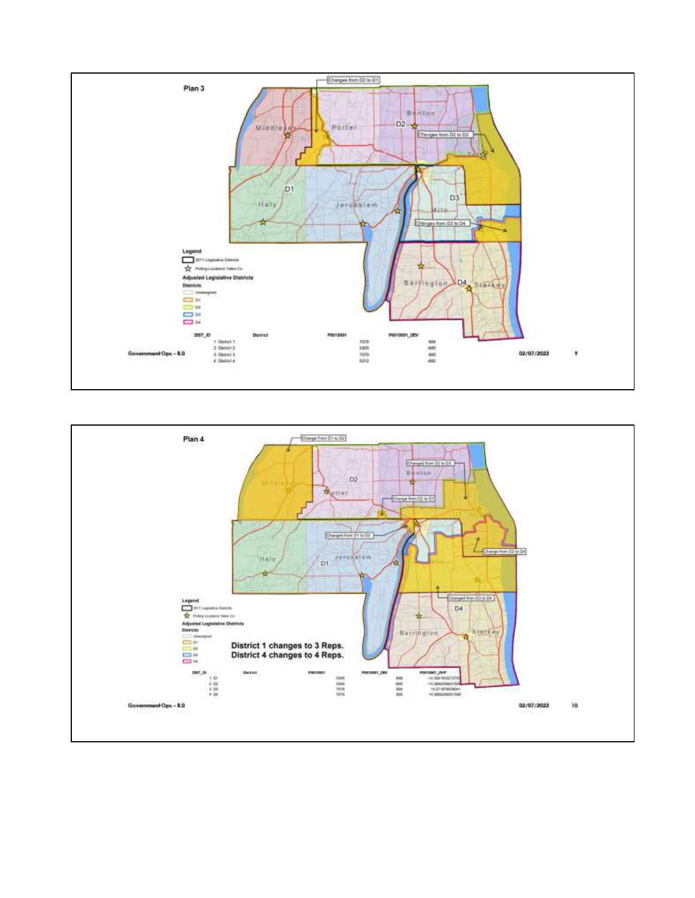## Plan 3

Changes from D2 to D1

Changes from D2 to D3

Changes from D3 to D4

Legend

2011 Legislative Districts

Polling Locations Yates Co

Adjusted Legislative Districts

Districts

| DIST_ID | District | P0010001 | P0010001_DEV |
|---|---|---|---|
| 1 | District 1 | 7078 | 884 |
| 2 | District 2 | 5305 | -885 |
| 3 | District 3 | 7079 | 885 |
| 4 | District 4 | 5312 | -882 |

Government Ops – R.0 02/07/2022

## Plan 4

Change From D1 to D2

Changed from D2 to D3

Change from D2 to D1

Changed from D1 to D3

Change from D2 to D4

Changed from D3 to D4

Legend

2011 Legislative Districts

Polling Locations Yates Co

Adjusted Legislative Districts

Districts

**District 1 changes to 3 Reps.**
**District 4 changes to 4 Reps.**

| DIST_ID | District | P0010001 | P0010001_DEV | P0010001_DVP |
|---|---|---|---|---|
| 1 | D1 | 5308 | -886 | -14.304165321278 |
| 2 | D2 | 5309 | -885 | -14.2880206651 |
| 3 | D3 | 7078 | 884 | 14.2718760 |
| 4 | D4 | 7079 | 885 | 14.2880206651 |

Government Ops – R.0 02/07/2022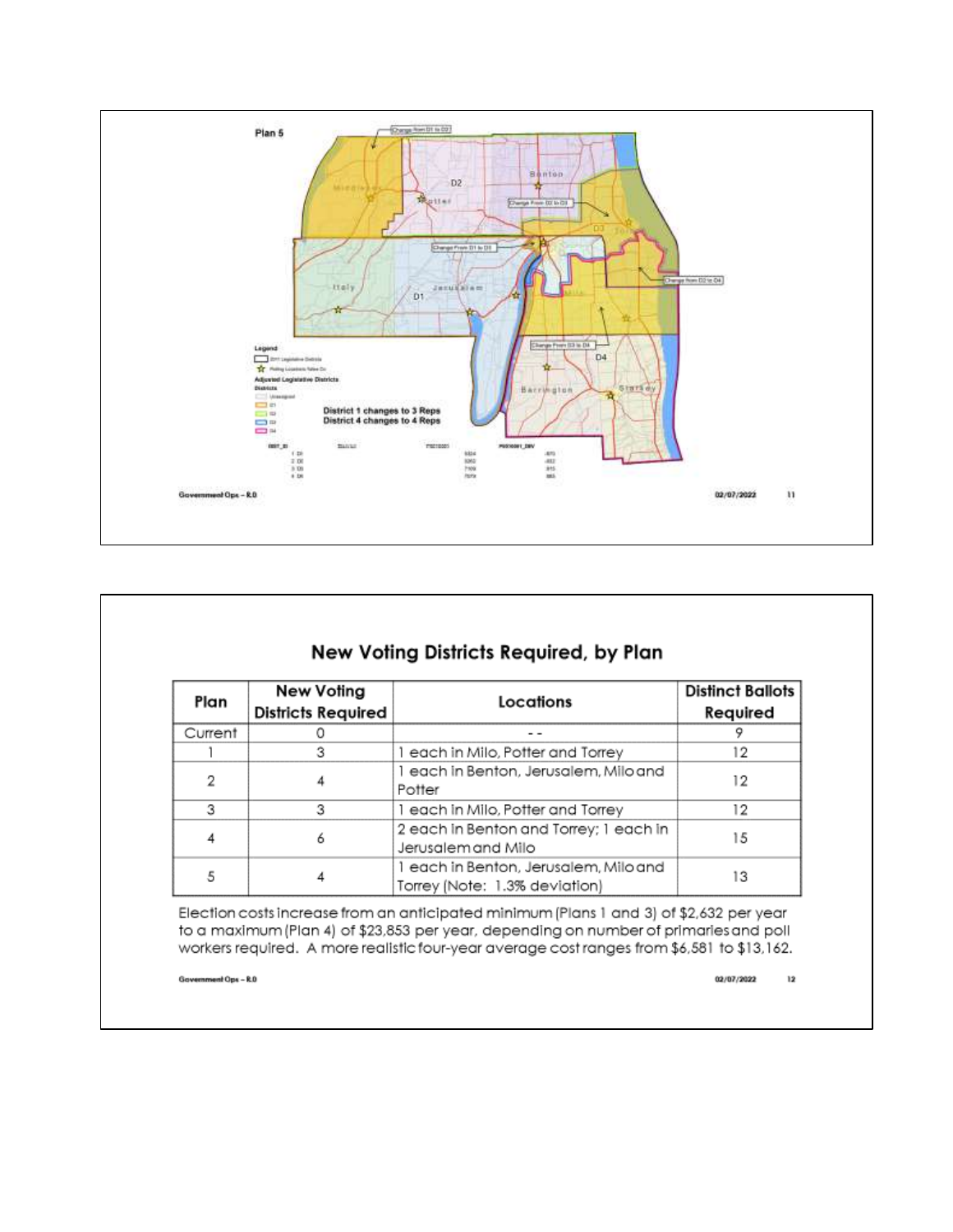Plan 5

Change from D1 to D2

Change From D2 to D3

Change From D1 to D3

Change from D2 to D4

Change From D3 to D4

District 1 changes to 3 Reps
District 4 changes to 4 Reps

## New Voting Districts Required, by Plan

| Plan | New Voting Districts Required | Locations | Distinct Ballots Required |
|---|---|---|---|
| Current | 0 | - - | 9 |
| 1 | 3 | 1 each in Milo, Potter and Torrey | 12 |
| 2 | 4 | 1 each in Benton, Jerusalem, Milo and Potter | 12 |
| 3 | 3 | 1 each in Milo, Potter and Torrey | 12 |
| 4 | 6 | 2 each in Benton and Torrey; 1 each in Jerusalem and Milo | 15 |
| 5 | 4 | 1 each in Benton, Jerusalem, Milo and Torrey (Note: 1.3% deviation) | 13 |

Election costs increase from an anticipated minimum (Plans 1 and 3) of $2,632 per year to a maximum (Plan 4) of $23,853 per year, depending on number of primaries and poll workers required. A more realistic four-year average cost ranges from $6,581 to $13,162.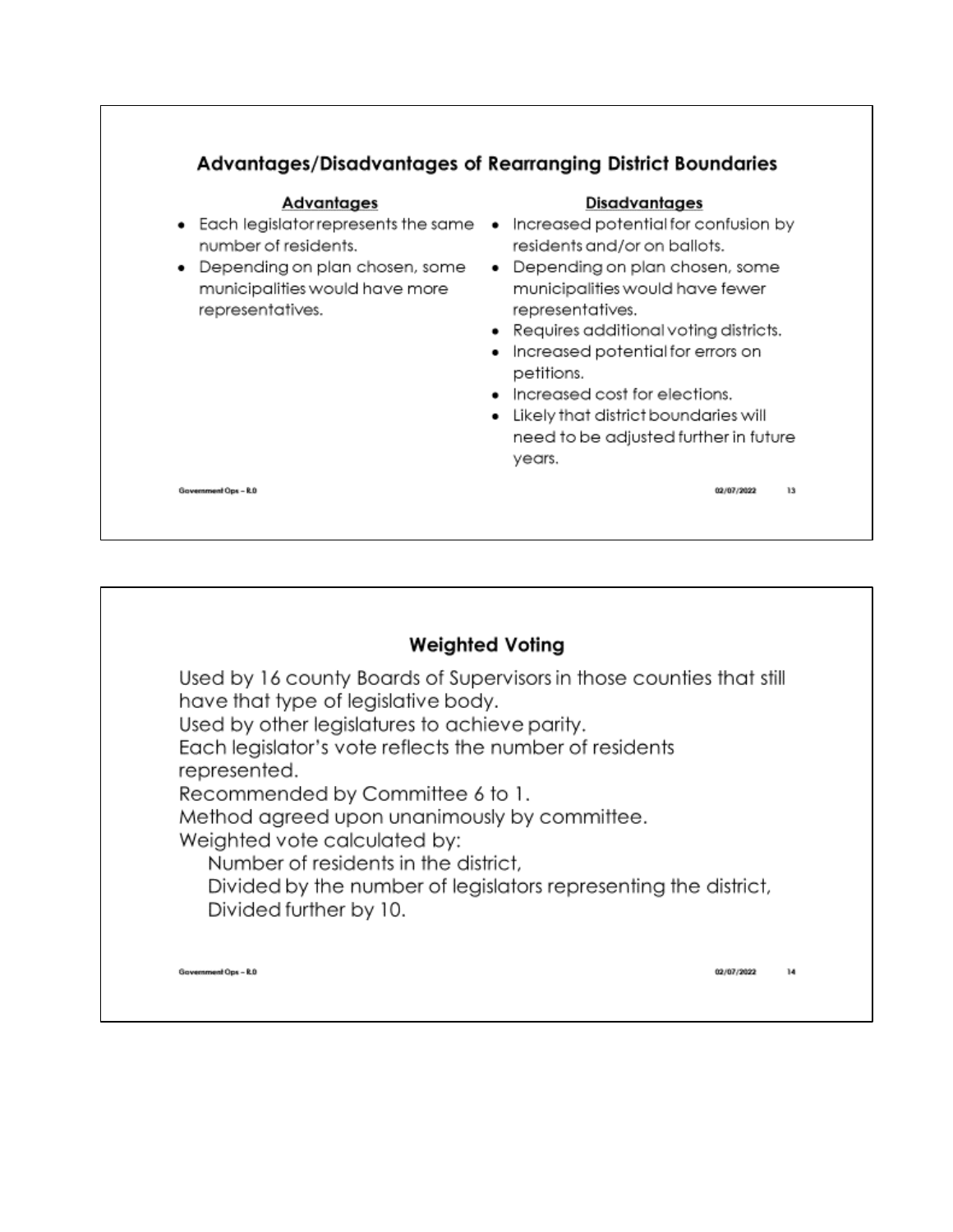## Advantages/Disadvantages of Rearranging District Boundaries

**Advantages**

- Each legislator represents the same number of residents.
- Depending on plan chosen, some municipalities would have more representatives.

**Disadvantages**

- Increased potential for confusion by residents and/or on ballots.
- Depending on plan chosen, some municipalities would have fewer representatives.
- Requires additional voting districts.
- Increased potential for errors on petitions.
- Increased cost for elections.
- Likely that district boundaries will need to be adjusted further in future years.

## Weighted Voting

Used by 16 county Boards of Supervisors in those counties that still have that type of legislative body.

Used by other legislatures to achieve parity.

Each legislator's vote reflects the number of residents represented.

Recommended by Committee 6 to 1.

Method agreed upon unanimously by committee.

Weighted vote calculated by:

- Number of residents in the district,
- Divided by the number of legislators representing the district,
- Divided further by 10.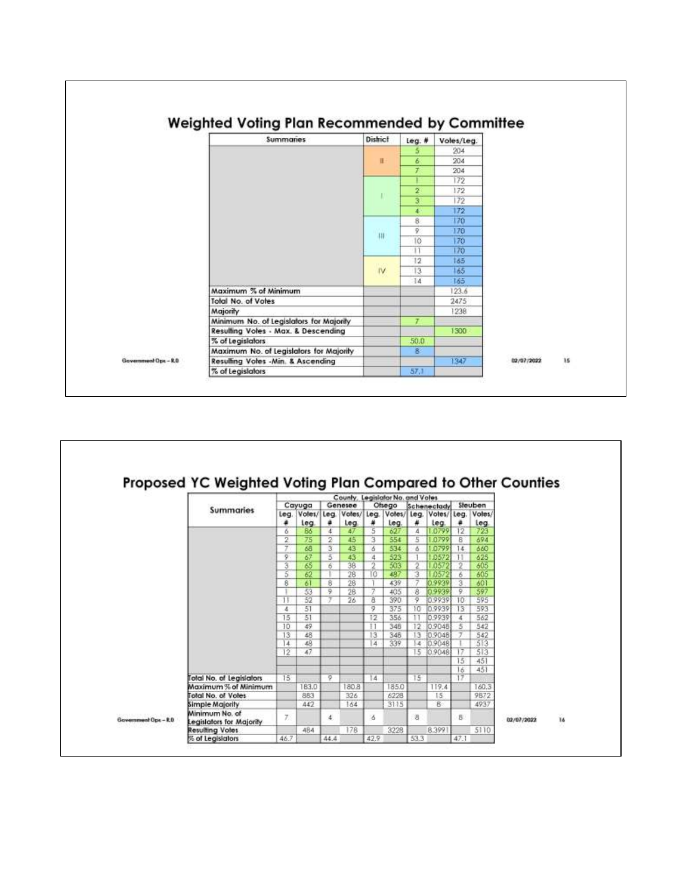## Weighted Voting Plan Recommended by Committee

| Summaries | District | Leg. # | Votes/Leg. |
|---|---|---|---|
| | II | 5 | 204 |
| | | 6 | 204 |
| | | 7 | 204 |
| | I | 1 | 172 |
| | | 2 | 172 |
| | | 3 | 172 |
| | | 4 | 172 |
| | III | 8 | 170 |
| | | 9 | 170 |
| | | 10 | 170 |
| | | 11 | 170 |
| | IV | 12 | 165 |
| | | 13 | 165 |
| | | 14 | 165 |
| Maximum % of Minimum | | | 123.6 |
| Total No. of Votes | | | 2475 |
| Majority | | | 1238 |
| Minimum No. of Legislators for Majority | | 7 | |
| Resulting Votes - Max. & Descending | | | 1300 |
| % of Legislators | | 50.0 | |
| Maximum No. of Legislators for Majority | | 8 | |
| Resulting Votes -Min. & Ascending | | | 1347 |
| % of Legislators | | 57.1 | |

## Proposed YC Weighted Voting Plan Compared to Other Counties

| Summaries | Cayuga | | Genesee | | Otsego | | Schenectady | | Steuben | |
|---|---|---|---|---|---|---|---|---|---|---|
| | Leg. # | Votes/ Leg. | Leg. # | Votes/ Leg. | Leg. # | Votes/ Leg. | Leg. # | Votes/ Leg. | Leg. # | Votes/ Leg. |
| | 6 | 86 | 4 | 47 | 5 | 627 | 4 | 1.0799 | 12 | 723 |
| | 2 | 75 | 2 | 45 | 3 | 554 | 5 | 1.0799 | 8 | 694 |
| | 7 | 68 | 3 | 43 | 6 | 534 | 6 | 1.0799 | 14 | 660 |
| | 9 | 67 | 5 | 43 | 4 | 523 | 1 | 1.0572 | 11 | 625 |
| | 3 | 65 | 6 | 38 | 2 | 503 | 2 | 1.0572 | 2 | 605 |
| | 5 | 62 | 1 | 28 | 10 | 487 | 3 | 1.0572 | 6 | 605 |
| | 8 | 61 | 8 | 28 | 1 | 439 | 7 | 0.9939 | 3 | 601 |
| | 1 | 53 | 9 | 28 | 7 | 405 | 8 | 0.9939 | 9 | 597 |
| | 11 | 52 | 7 | 26 | 8 | 390 | 9 | 0.9939 | 10 | 595 |
| | 4 | 51 | | | 9 | 375 | 10 | 0.9939 | 13 | 593 |
| | 15 | 51 | | | 12 | 356 | 11 | 0.9939 | 4 | 562 |
| | 10 | 49 | | | 11 | 348 | 12 | 0.9048 | 5 | 542 |
| | 13 | 48 | | | 13 | 348 | 13 | 0.9048 | 7 | 542 |
| | 14 | 48 | | | 14 | 339 | 14 | 0.9048 | 1 | 513 |
| | 12 | 47 | | | | | 15 | 0.9048 | 17 | 513 |
| | | | | | | | | | 15 | 451 |
| | | | | | | | | | 16 | 451 |
| Total No. of Legislators | 15 | | 9 | | 14 | | 15 | | 17 | |
| Maximum % of Minimum | | 183.0 | | 180.8 | | 185.0 | | 119.4 | | 160.3 |
| Total No. of Votes | | 883 | | 326 | | 6228 | | 15 | | 9872 |
| Simple Majority | | 442 | | 164 | | 3115 | | 8 | | 4937 |
| Minimum No. of Legislators for Majority | 7 | | 4 | | 6 | | 8 | | 8 | |
| Resulting Votes | | 484 | | 178 | | 3228 | | 8.3991 | | 5110 |
| % of Legislators | 46.7 | | 44.4 | | 42.9 | | 53.3 | | 47.1 | |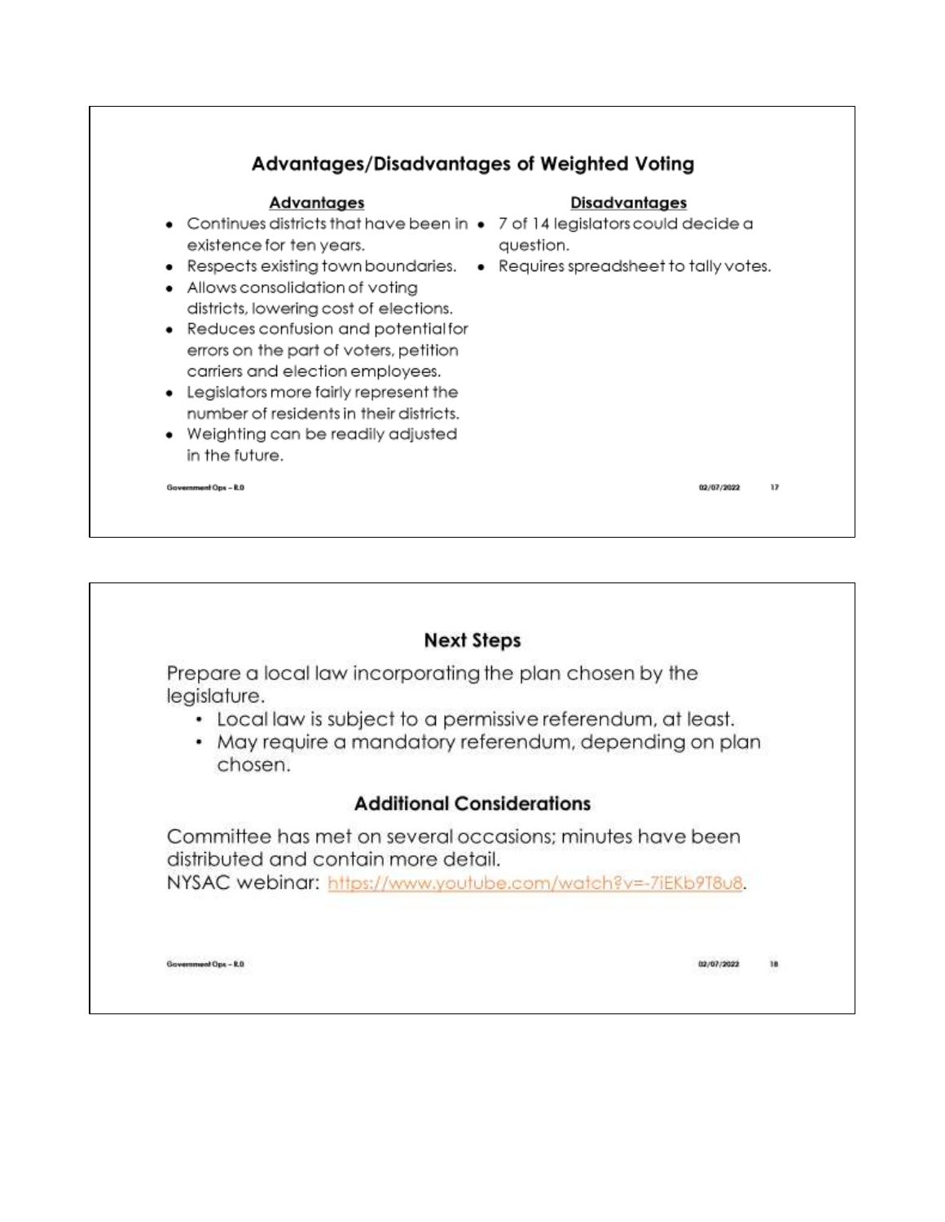## Advantages/Disadvantages of Weighted Voting

**Advantages**

- Continues districts that have been in existence for ten years.
- Respects existing town boundaries.
- Allows consolidation of voting districts, lowering cost of elections.
- Reduces confusion and potential for errors on the part of voters, petition carriers and election employees.
- Legislators more fairly represent the number of residents in their districts.
- Weighting can be readily adjusted in the future.

**Disadvantages**

- 7 of 14 legislators could decide a question.
- Requires spreadsheet to tally votes.

## Next Steps

Prepare a local law incorporating the plan chosen by the legislature.

- Local law is subject to a permissive referendum, at least.
- May require a mandatory referendum, depending on plan chosen.

## Additional Considerations

Committee has met on several occasions; minutes have been distributed and contain more detail.

NYSAC webinar: https://www.youtube.com/watch?v=-7iEKb9T8u8.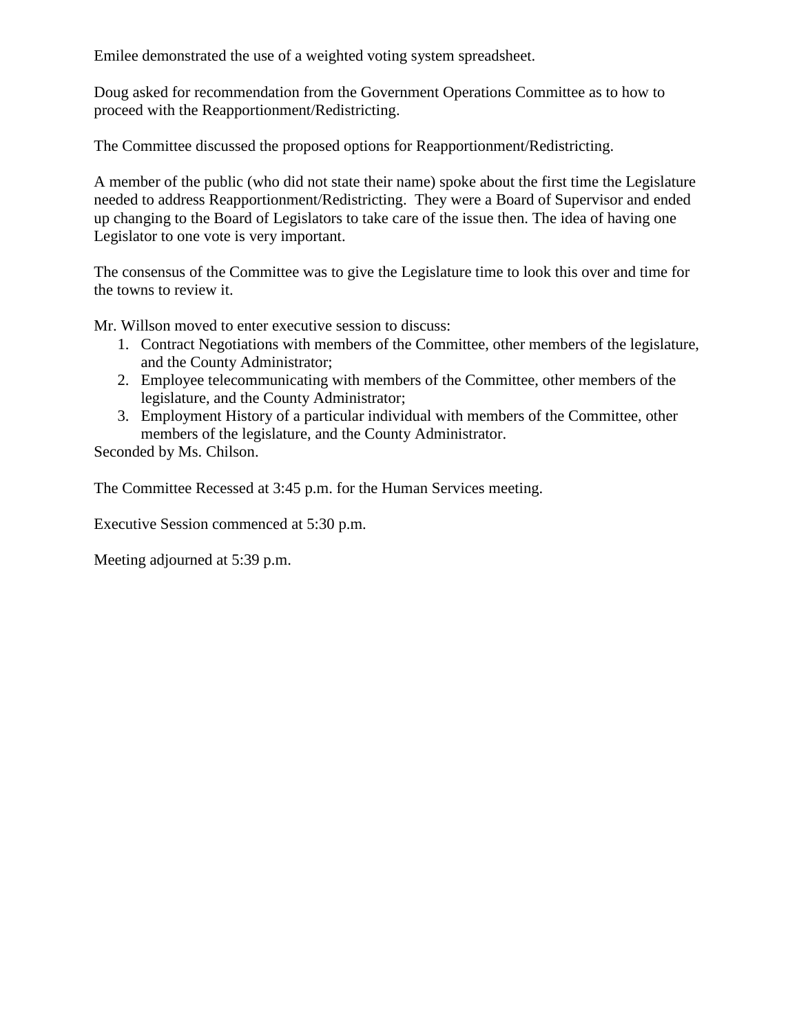Emilee demonstrated the use of a weighted voting system spreadsheet.

Doug asked for recommendation from the Government Operations Committee as to how to proceed with the Reapportionment/Redistricting.

The Committee discussed the proposed options for Reapportionment/Redistricting.

A member of the public (who did not state their name) spoke about the first time the Legislature needed to address Reapportionment/Redistricting. They were a Board of Supervisor and ended up changing to the Board of Legislators to take care of the issue then. The idea of having one Legislator to one vote is very important.

The consensus of the Committee was to give the Legislature time to look this over and time for the towns to review it.

Mr. Willson moved to enter executive session to discuss:

1. Contract Negotiations with members of the Committee, other members of the legislature, and the County Administrator;
2. Employee telecommunicating with members of the Committee, other members of the legislature, and the County Administrator;
3. Employment History of a particular individual with members of the Committee, other members of the legislature, and the County Administrator.

Seconded by Ms. Chilson.

The Committee Recessed at 3:45 p.m. for the Human Services meeting.

Executive Session commenced at 5:30 p.m.

Meeting adjourned at 5:39 p.m.